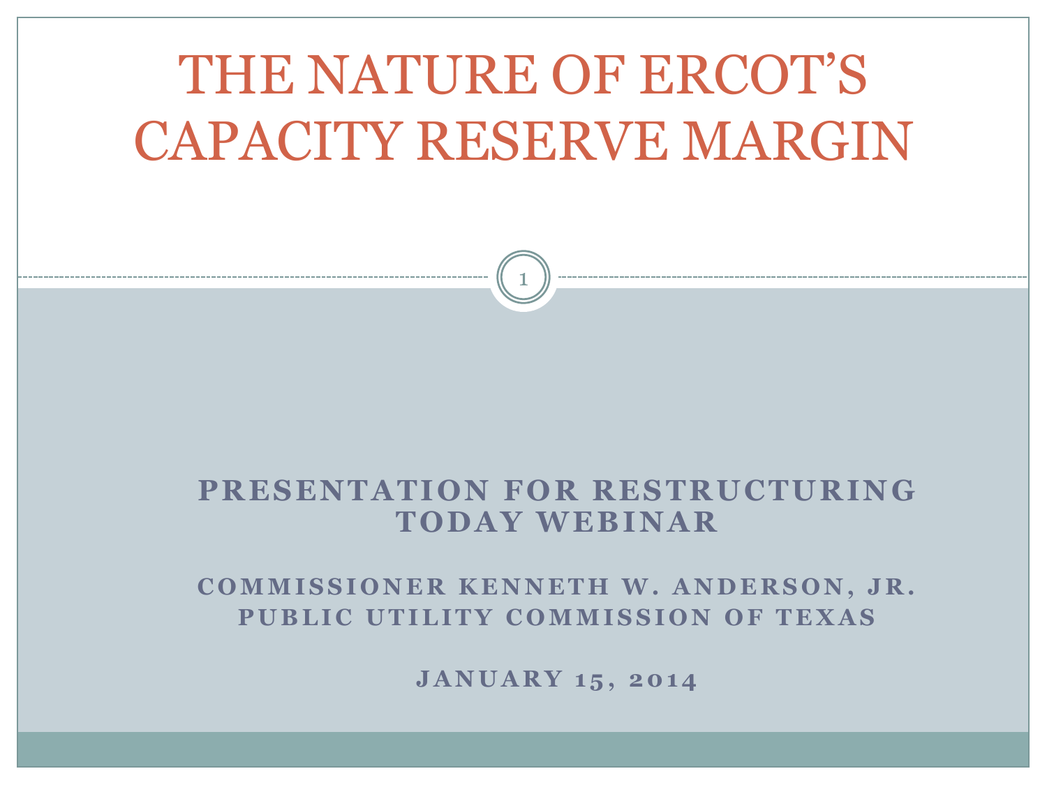# THE NATURE OF ERCOT'S CAPACITY RESERVE MARGIN

**PRESENTATION FOR RESTRUCTURING TODAY WEBINAR**

**COMMISSIONER KENNETH W. ANDERSON, JR.**
**PUBLIC UTILITY COMMISSION OF TEXAS**

**JANUARY 15, 2014**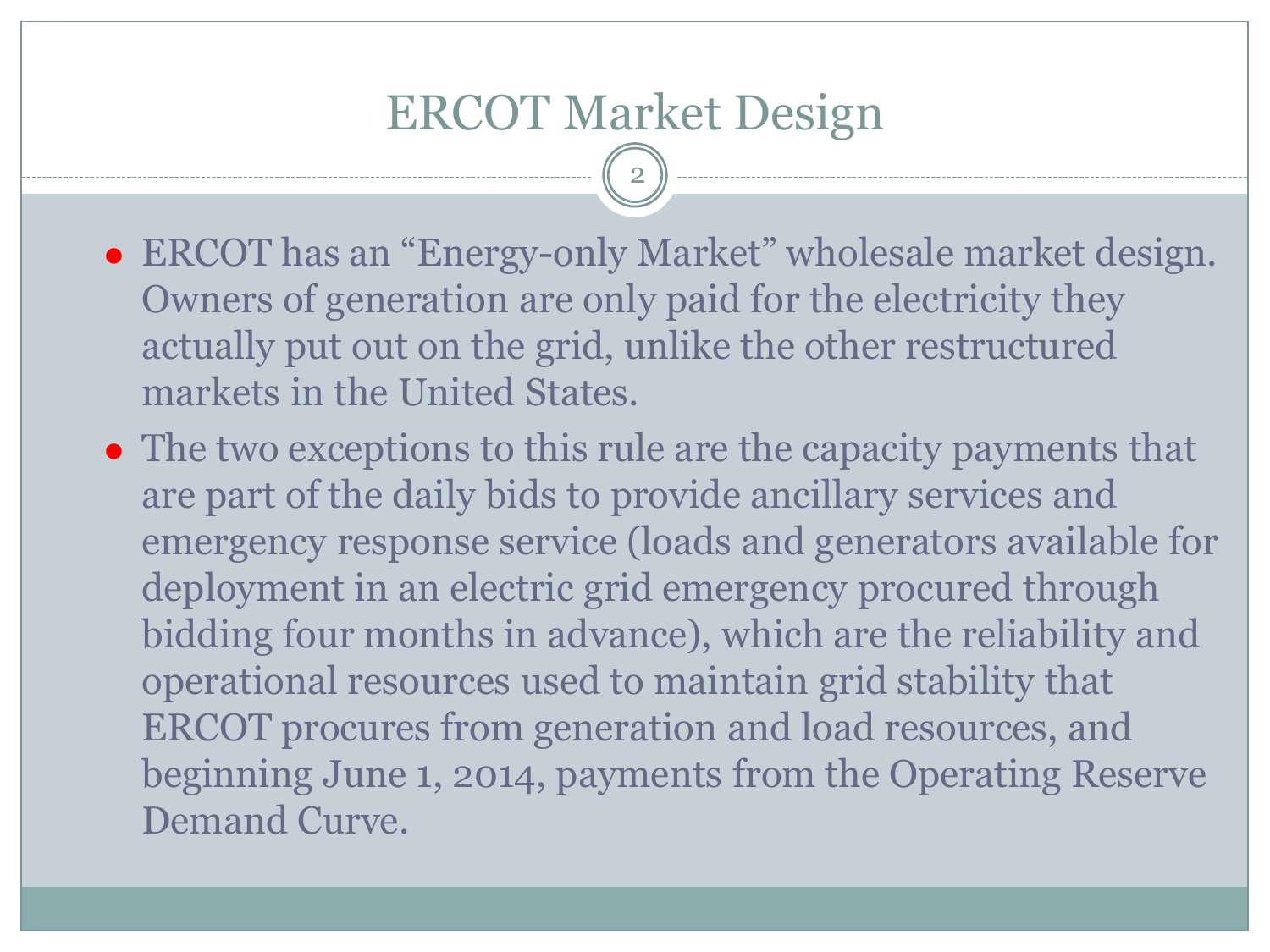# ERCOT Market Design

- ERCOT has an "Energy-only Market" wholesale market design. Owners of generation are only paid for the electricity they actually put out on the grid, unlike the other restructured markets in the United States.
- The two exceptions to this rule are the capacity payments that are part of the daily bids to provide ancillary services and emergency response service (loads and generators available for deployment in an electric grid emergency procured through bidding four months in advance), which are the reliability and operational resources used to maintain grid stability that ERCOT procures from generation and load resources, and beginning June 1, 2014, payments from the Operating Reserve Demand Curve.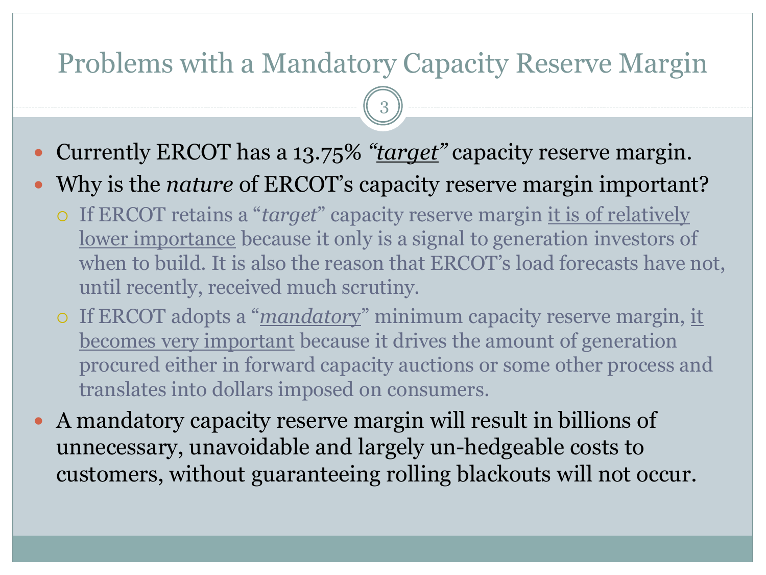# Problems with a Mandatory Capacity Reserve Margin

- Currently ERCOT has a 13.75% *"target"* capacity reserve margin.
- Why is the *nature* of ERCOT's capacity reserve margin important?
  - If ERCOT retains a "*target*" capacity reserve margin it is of relatively lower importance because it only is a signal to generation investors of when to build. It is also the reason that ERCOT's load forecasts have not, until recently, received much scrutiny.
  - If ERCOT adopts a "*mandatory*" minimum capacity reserve margin, it becomes very important because it drives the amount of generation procured either in forward capacity auctions or some other process and translates into dollars imposed on consumers.
- A mandatory capacity reserve margin will result in billions of unnecessary, unavoidable and largely un-hedgeable costs to customers, without guaranteeing rolling blackouts will not occur.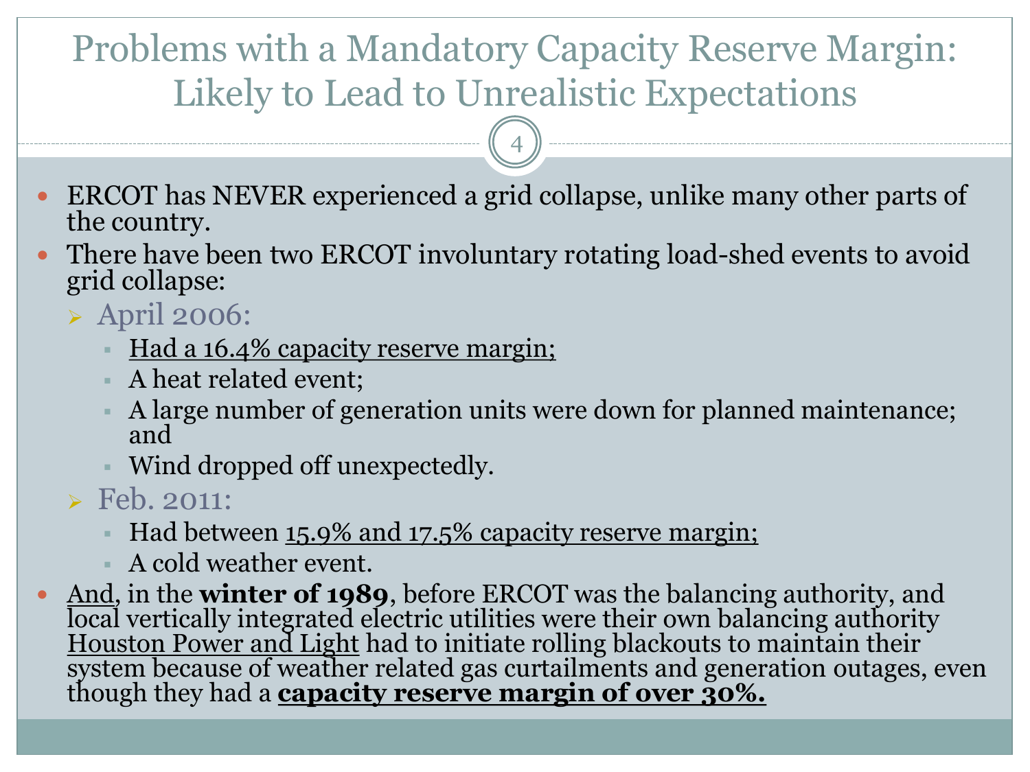# Problems with a Mandatory Capacity Reserve Margin: Likely to Lead to Unrealistic Expectations

- ERCOT has NEVER experienced a grid collapse, unlike many other parts of the country.
- There have been two ERCOT involuntary rotating load-shed events to avoid grid collapse:
  - April 2006:
    - <u>Had a 16.4% capacity reserve margin;</u>
    - A heat related event;
    - A large number of generation units were down for planned maintenance; and
    - Wind dropped off unexpectedly.
  - Feb. 2011:
    - Had between <u>15.9% and 17.5% capacity reserve margin;</u>
    - A cold weather event.
- <u>And</u>, in the **winter of 1989**, before ERCOT was the balancing authority, and local vertically integrated electric utilities were their own balancing authority <u>Houston Power and Light</u> had to initiate rolling blackouts to maintain their system because of weather related gas curtailments and generation outages, even though they had a **<u>capacity reserve margin of over 30%.</u>**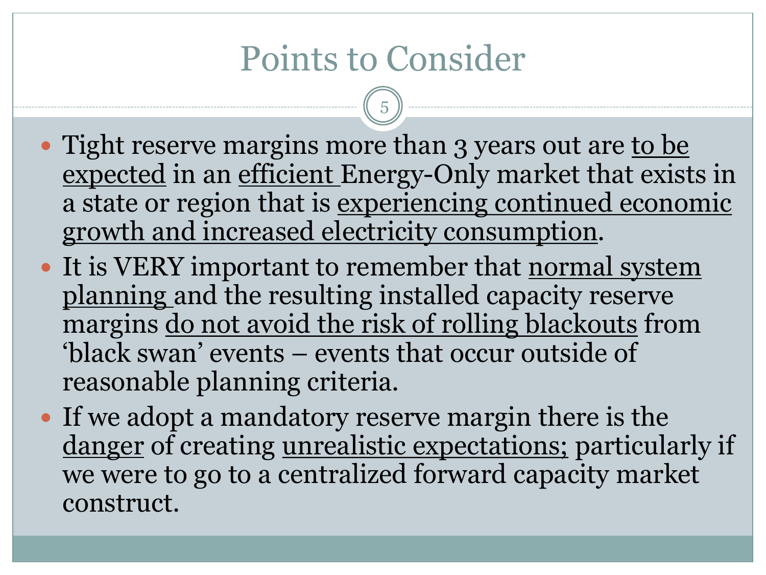# Points to Consider

- Tight reserve margins more than 3 years out are <u>to be expected</u> in an <u>efficient</u> Energy-Only market that exists in a state or region that is <u>experiencing continued economic growth and increased electricity consumption</u>.
- It is VERY important to remember that <u>normal system planning</u> and the resulting installed capacity reserve margins <u>do not avoid the risk of rolling blackouts</u> from 'black swan' events – events that occur outside of reasonable planning criteria.
- If we adopt a mandatory reserve margin there is the <u>danger</u> of creating <u>unrealistic expectations;</u> particularly if we were to go to a centralized forward capacity market construct.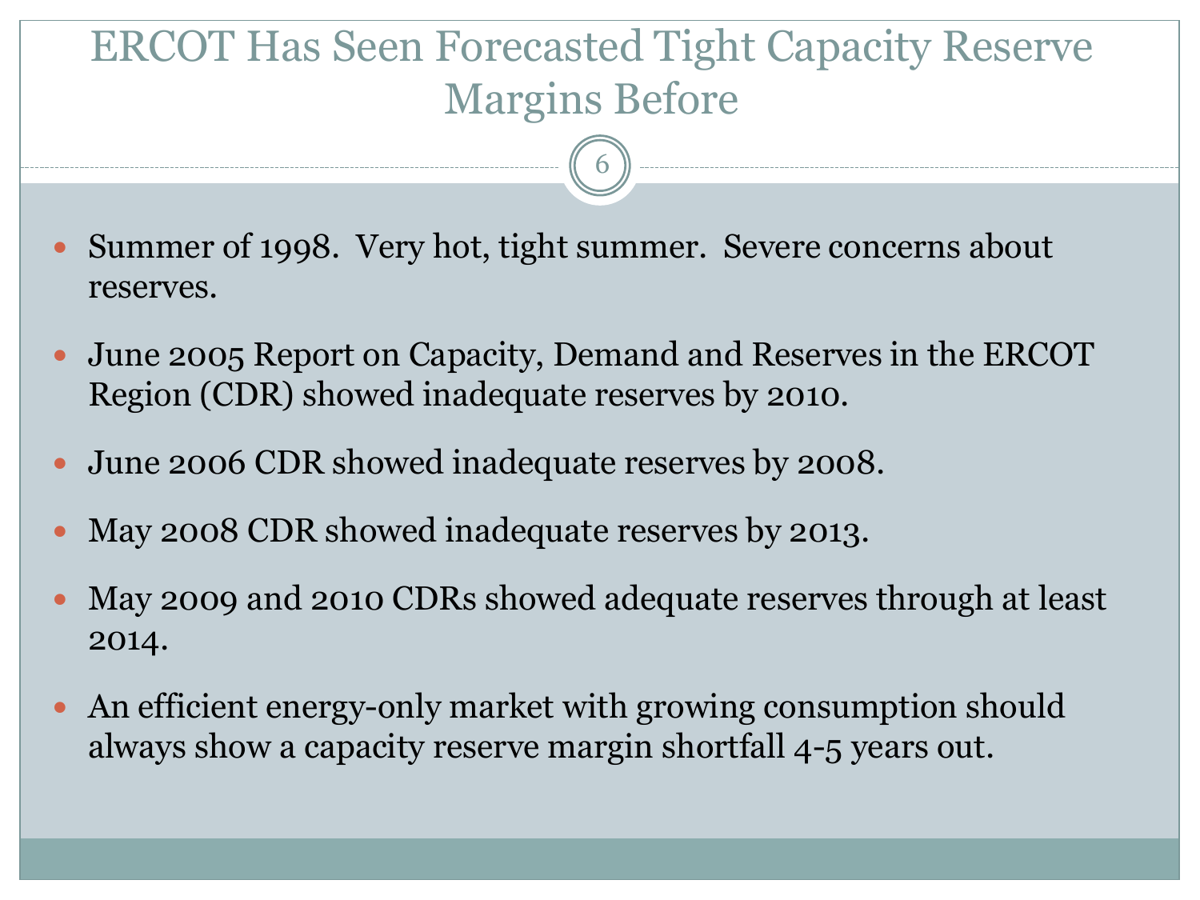# ERCOT Has Seen Forecasted Tight Capacity Reserve Margins Before

- Summer of 1998. Very hot, tight summer. Severe concerns about reserves.
- June 2005 Report on Capacity, Demand and Reserves in the ERCOT Region (CDR) showed inadequate reserves by 2010.
- June 2006 CDR showed inadequate reserves by 2008.
- May 2008 CDR showed inadequate reserves by 2013.
- May 2009 and 2010 CDRs showed adequate reserves through at least 2014.
- An efficient energy-only market with growing consumption should always show a capacity reserve margin shortfall 4-5 years out.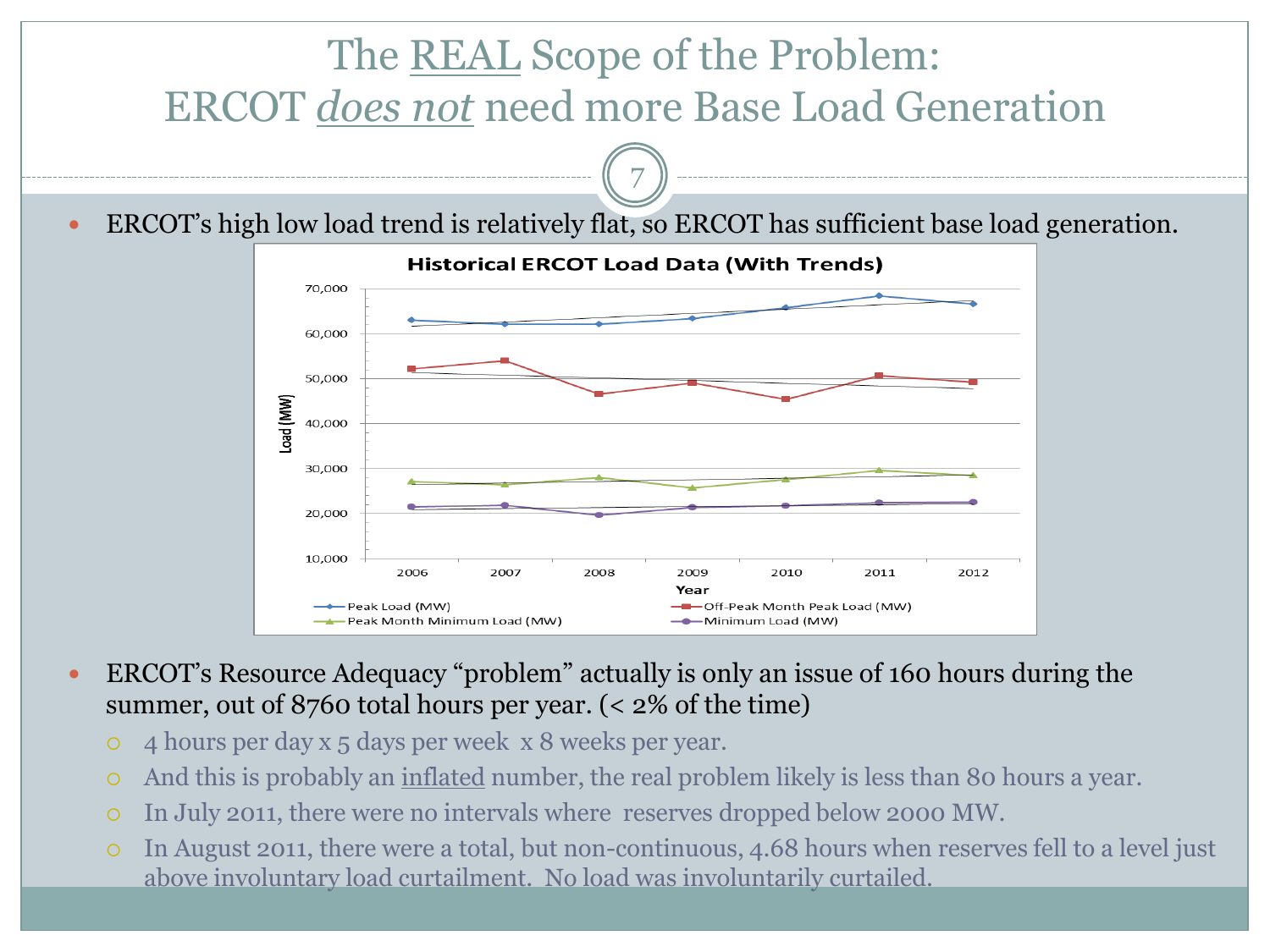# The REAL Scope of the Problem: ERCOT *does not* need more Base Load Generation

- ERCOT's high low load trend is relatively flat, so ERCOT has sufficient base load generation.

- ERCOT's Resource Adequacy "problem" actually is only an issue of 160 hours during the summer, out of 8760 total hours per year. (< 2% of the time)
  - 4 hours per day x 5 days per week x 8 weeks per year.
  - And this is probably an inflated number, the real problem likely is less than 80 hours a year.
  - In July 2011, there were no intervals where reserves dropped below 2000 MW.
  - In August 2011, there were a total, but non-continuous, 4.68 hours when reserves fell to a level just above involuntary load curtailment. No load was involuntarily curtailed.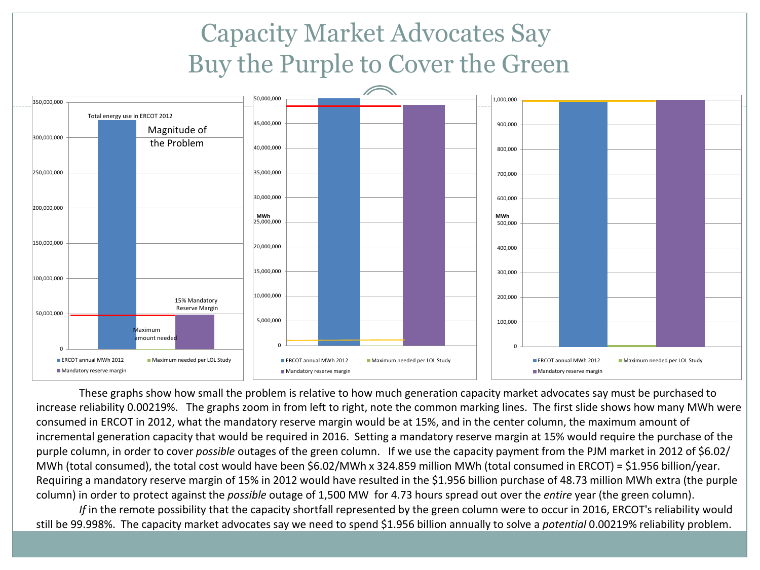# Capacity Market Advocates Say Buy the Purple to Cover the Green

Total energy use in ERCOT 2012

Magnitude of the Problem

15% Mandatory Reserve Margin

Maximum amount needed

ERCOT annual MWh 2012 | Maximum needed per LOL Study | Mandatory reserve margin

These graphs show how small the problem is relative to how much generation capacity market advocates say must be purchased to increase reliability 0.00219%. The graphs zoom in from left to right, note the common marking lines. The first slide shows how many MWh were consumed in ERCOT in 2012, what the mandatory reserve margin would be at 15%, and in the center column, the maximum amount of incremental generation capacity that would be required in 2016. Setting a mandatory reserve margin at 15% would require the purchase of the purple column, in order to cover *possible* outages of the green column. If we use the capacity payment from the PJM market in 2012 of $6.02/MWh (total consumed), the total cost would have been $6.02/MWh x 324.859 million MWh (total consumed in ERCOT) = $1.956 billion/year. Requiring a mandatory reserve margin of 15% in 2012 would have resulted in the $1.956 billion purchase of 48.73 million MWh extra (the purple column) in order to protect against the *possible* outage of 1,500 MW for 4.73 hours spread out over the *entire* year (the green column).

*If* in the remote possibility that the capacity shortfall represented by the green column were to occur in 2016, ERCOT's reliability would still be 99.998%. The capacity market advocates say we need to spend $1.956 billion annually to solve a *potential* 0.00219% reliability problem.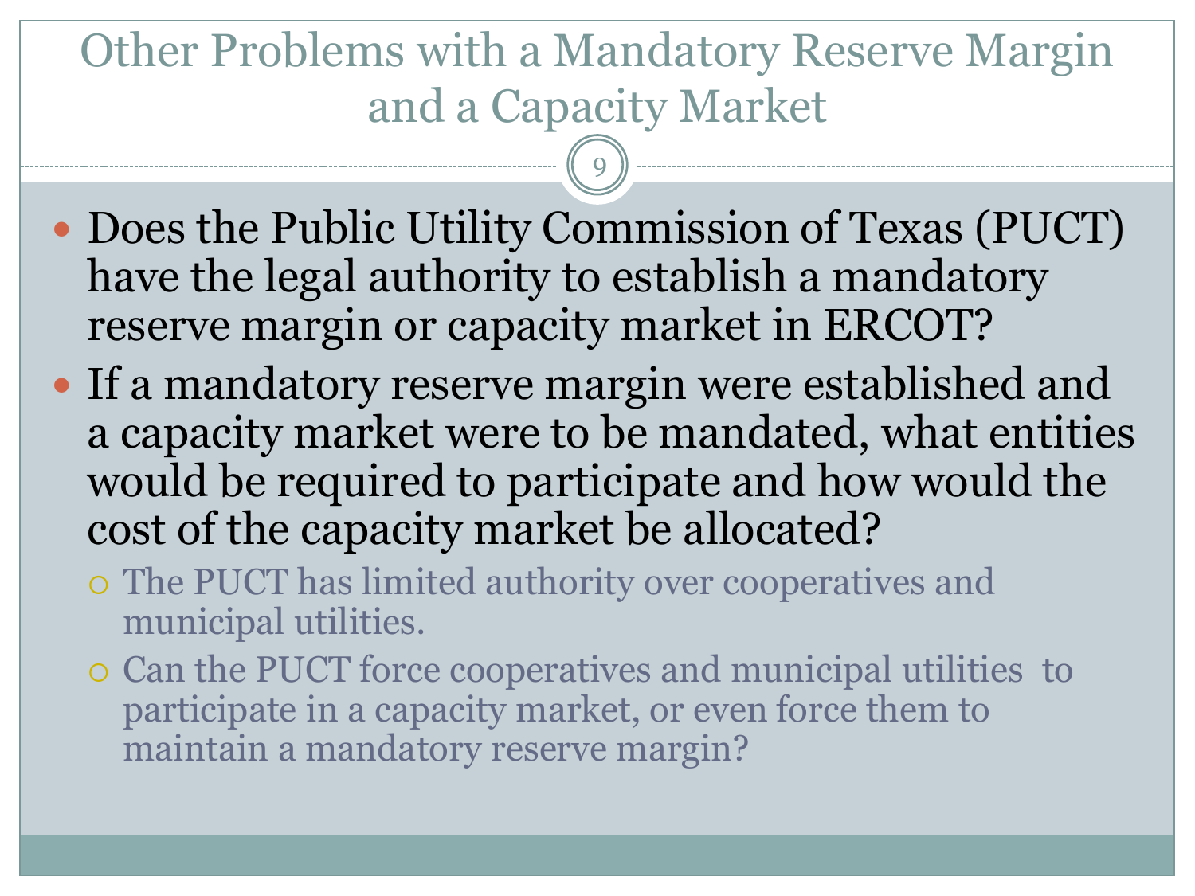# Other Problems with a Mandatory Reserve Margin and a Capacity Market

- Does the Public Utility Commission of Texas (PUCT) have the legal authority to establish a mandatory reserve margin or capacity market in ERCOT?
- If a mandatory reserve margin were established and a capacity market were to be mandated, what entities would be required to participate and how would the cost of the capacity market be allocated?
  - The PUCT has limited authority over cooperatives and municipal utilities.
  - Can the PUCT force cooperatives and municipal utilities to participate in a capacity market, or even force them to maintain a mandatory reserve margin?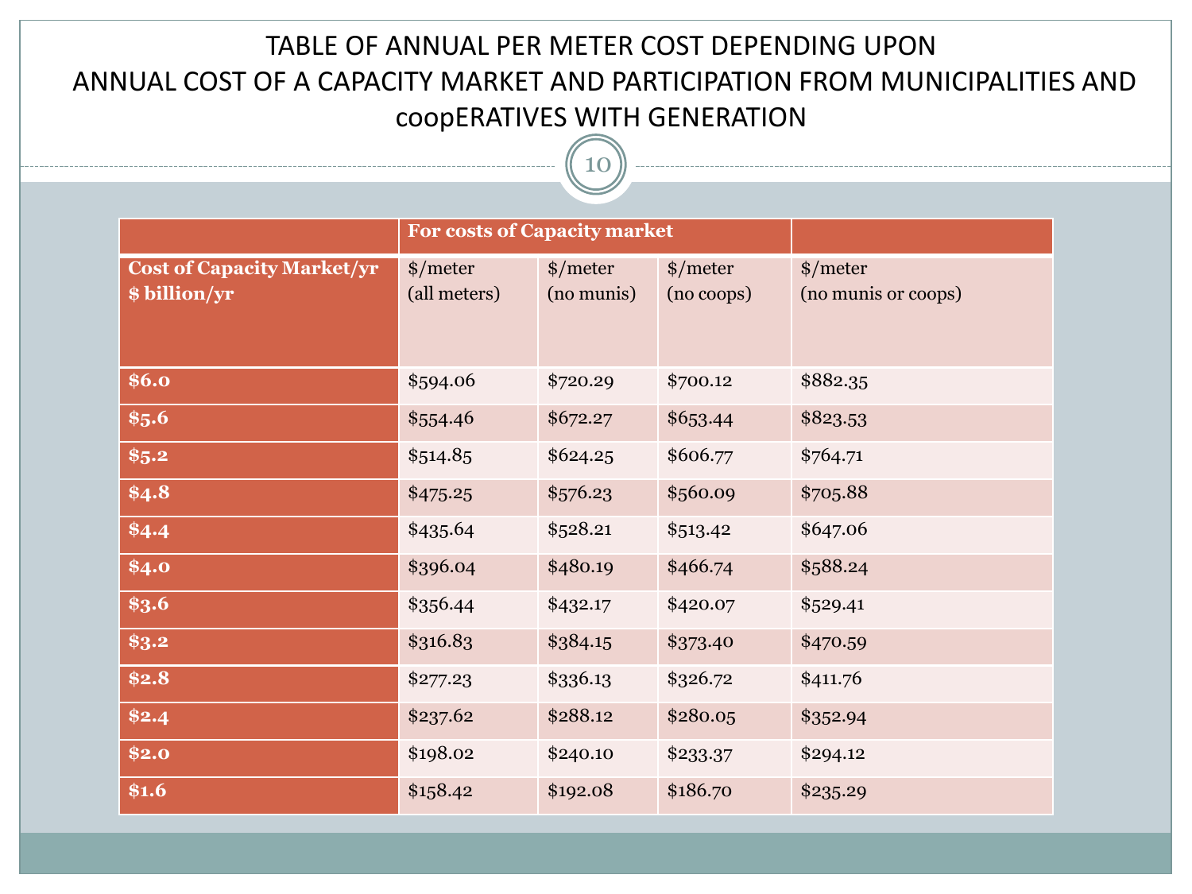# TABLE OF ANNUAL PER METER COST DEPENDING UPON ANNUAL COST OF A CAPACITY MARKET AND PARTICIPATION FROM MUNICIPALITIES AND coopERATIVES WITH GENERATION

| | For costs of Capacity market | | | |
|---|---|---|---|---|
| **Cost of Capacity Market/yr $ billion/yr** | $/meter (all meters) | $/meter (no munis) | $/meter (no coops) | $/meter (no munis or coops) |
| **$6.0** | $594.06 | $720.29 | $700.12 | $882.35 |
| **$5.6** | $554.46 | $672.27 | $653.44 | $823.53 |
| **$5.2** | $514.85 | $624.25 | $606.77 | $764.71 |
| **$4.8** | $475.25 | $576.23 | $560.09 | $705.88 |
| **$4.4** | $435.64 | $528.21 | $513.42 | $647.06 |
| **$4.0** | $396.04 | $480.19 | $466.74 | $588.24 |
| **$3.6** | $356.44 | $432.17 | $420.07 | $529.41 |
| **$3.2** | $316.83 | $384.15 | $373.40 | $470.59 |
| **$2.8** | $277.23 | $336.13 | $326.72 | $411.76 |
| **$2.4** | $237.62 | $288.12 | $280.05 | $352.94 |
| **$2.0** | $198.02 | $240.10 | $233.37 | $294.12 |
| **$1.6** | $158.42 | $192.08 | $186.70 | $235.29 |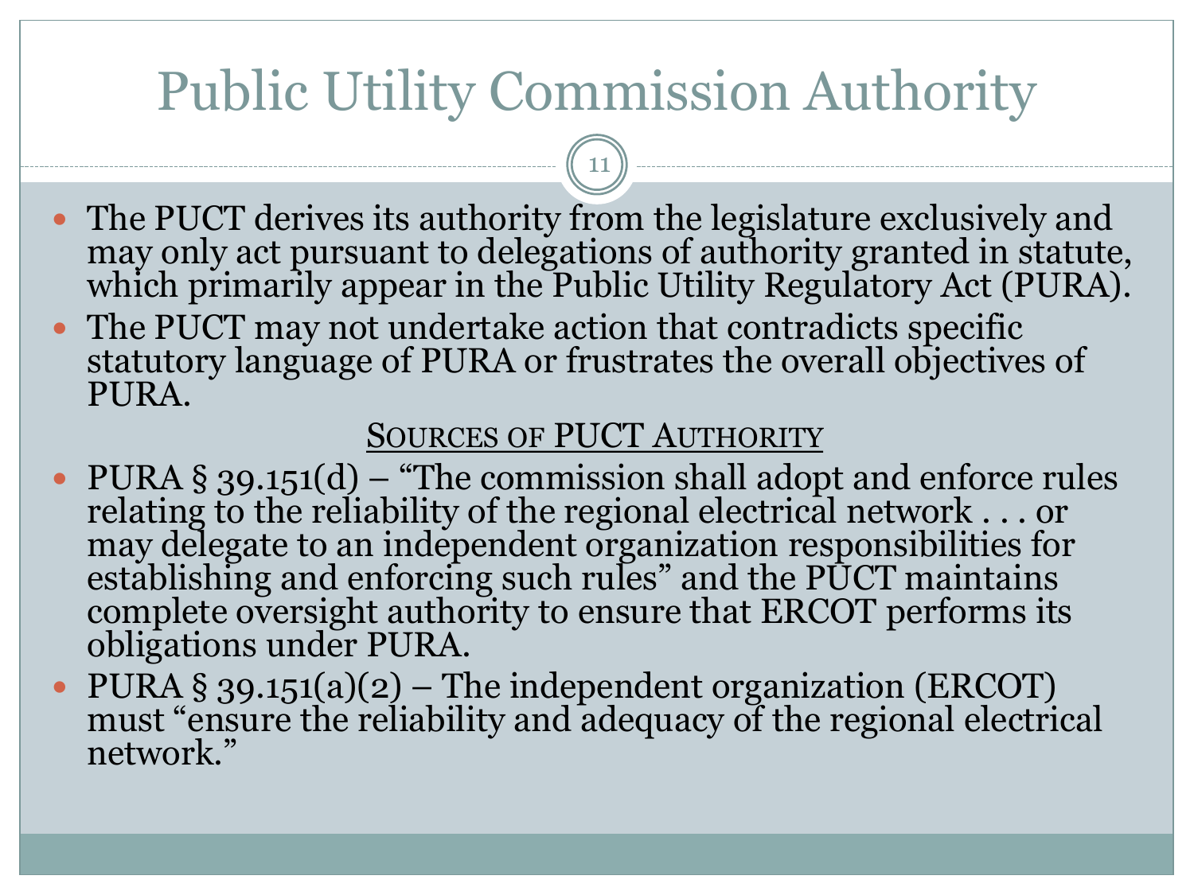# Public Utility Commission Authority

- The PUCT derives its authority from the legislature exclusively and may only act pursuant to delegations of authority granted in statute, which primarily appear in the Public Utility Regulatory Act (PURA).
- The PUCT may not undertake action that contradicts specific statutory language of PURA or frustrates the overall objectives of PURA.

## Sources of PUCT Authority

- PURA § 39.151(d) – "The commission shall adopt and enforce rules relating to the reliability of the regional electrical network . . . or may delegate to an independent organization responsibilities for establishing and enforcing such rules" and the PUCT maintains complete oversight authority to ensure that ERCOT performs its obligations under PURA.
- PURA § 39.151(a)(2) – The independent organization (ERCOT) must "ensure the reliability and adequacy of the regional electrical network."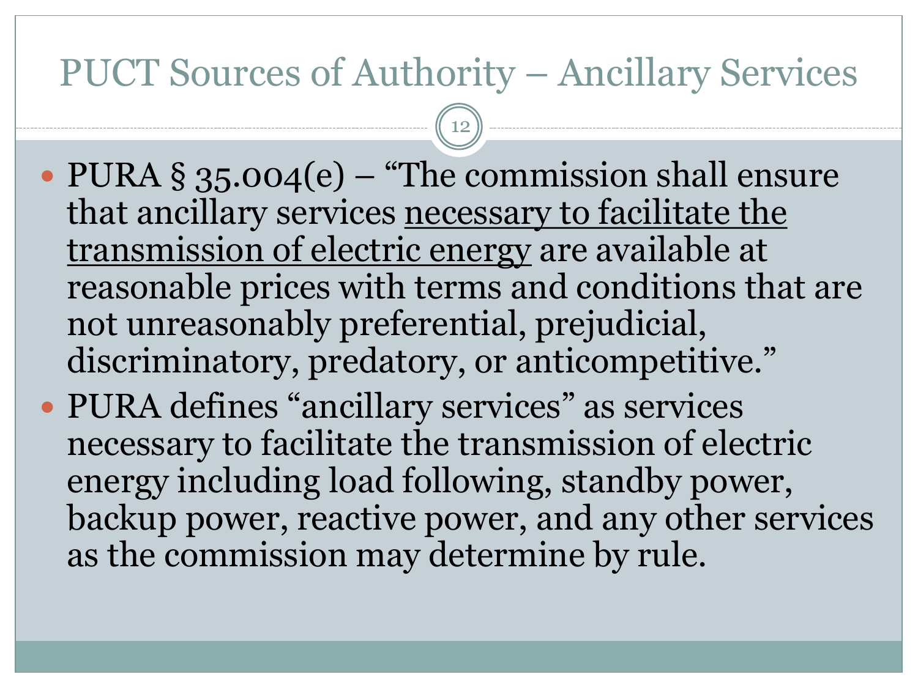# PUCT Sources of Authority – Ancillary Services

- PURA § 35.004(e) – "The commission shall ensure that ancillary services <u>necessary to facilitate the transmission of electric energy</u> are available at reasonable prices with terms and conditions that are not unreasonably preferential, prejudicial, discriminatory, predatory, or anticompetitive."
- PURA defines "ancillary services" as services necessary to facilitate the transmission of electric energy including load following, standby power, backup power, reactive power, and any other services as the commission may determine by rule.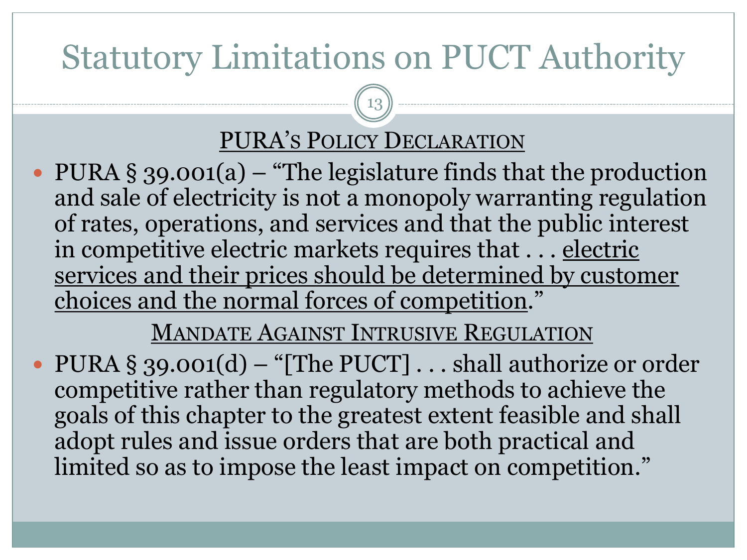# Statutory Limitations on PUCT Authority

## PURA's Policy Declaration

- PURA § 39.001(a) – "The legislature finds that the production and sale of electricity is not a monopoly warranting regulation of rates, operations, and services and that the public interest in competitive electric markets requires that . . . <u>electric services and their prices should be determined by customer choices and the normal forces of competition</u>."

## Mandate Against Intrusive Regulation

- PURA § 39.001(d) – "[The PUCT] . . . shall authorize or order competitive rather than regulatory methods to achieve the goals of this chapter to the greatest extent feasible and shall adopt rules and issue orders that are both practical and limited so as to impose the least impact on competition."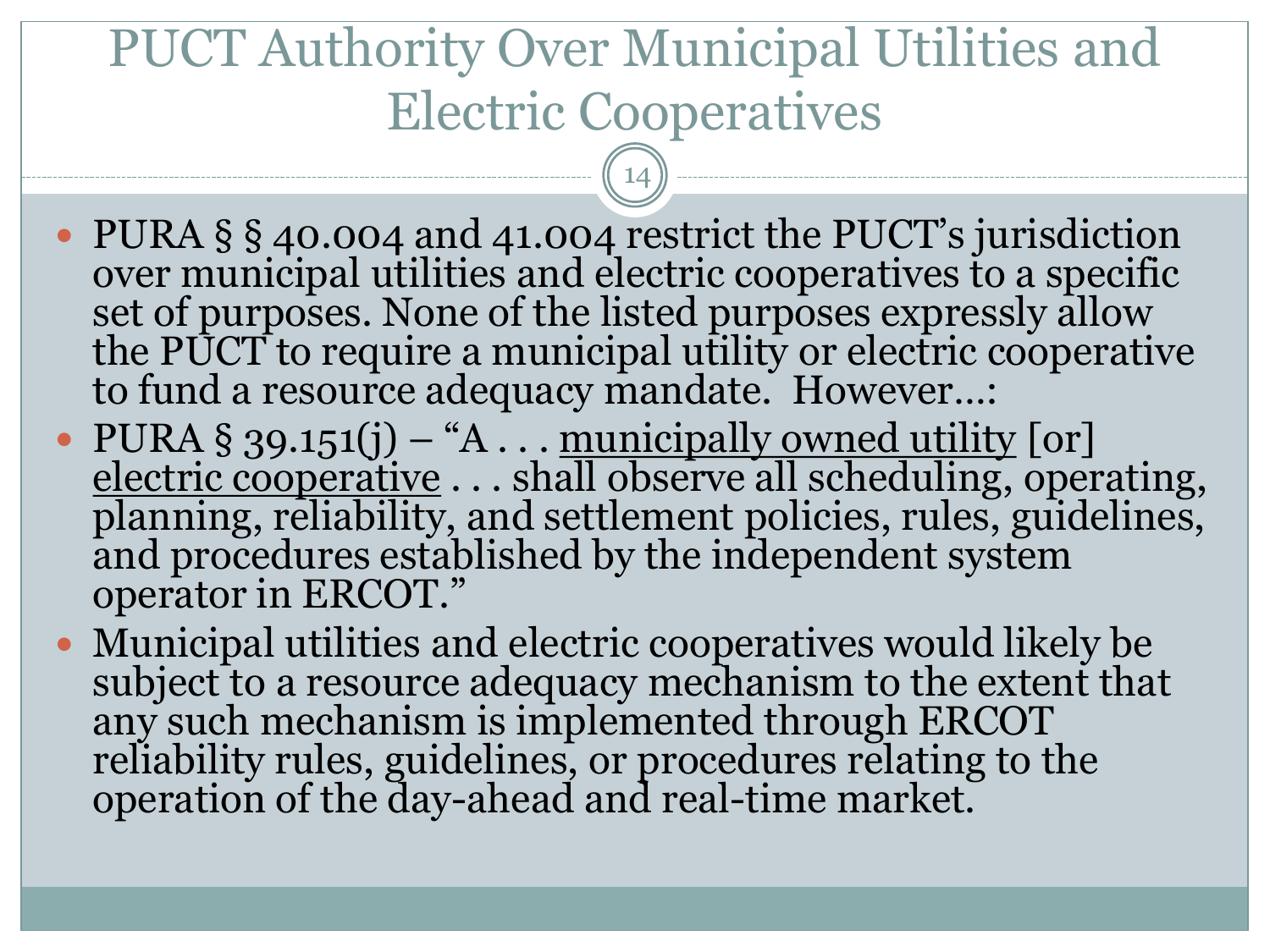# PUCT Authority Over Municipal Utilities and Electric Cooperatives

- PURA § § 40.004 and 41.004 restrict the PUCT's jurisdiction over municipal utilities and electric cooperatives to a specific set of purposes. None of the listed purposes expressly allow the PUCT to require a municipal utility or electric cooperative to fund a resource adequacy mandate. However…:
- PURA § 39.151(j) – "A . . . <u>municipally owned utility</u> [or] <u>electric cooperative</u> . . . shall observe all scheduling, operating, planning, reliability, and settlement policies, rules, guidelines, and procedures established by the independent system operator in ERCOT."
- Municipal utilities and electric cooperatives would likely be subject to a resource adequacy mechanism to the extent that any such mechanism is implemented through ERCOT reliability rules, guidelines, or procedures relating to the operation of the day-ahead and real-time market.